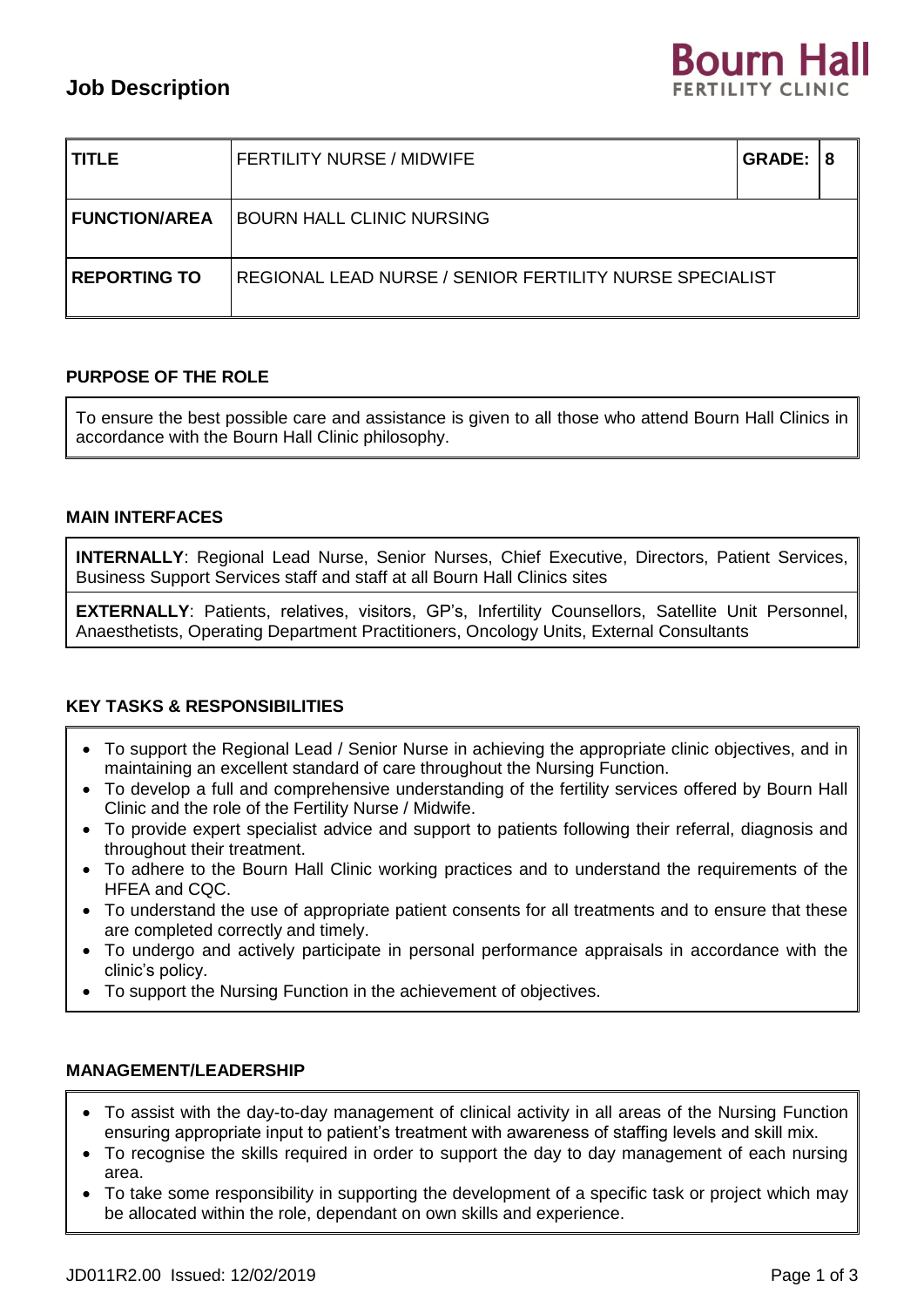# Job Description

Bourn Hall
FERTILITY CLINIC

| TITLE | FERTILITY NURSE / MIDWIFE | GRADE: | 8 |
|---|---|---|---|
| FUNCTION/AREA | BOURN HALL CLINIC NURSING | | |
| REPORTING TO | REGIONAL LEAD NURSE / SENIOR FERTILITY NURSE SPECIALIST | | |

## PURPOSE OF THE ROLE

To ensure the best possible care and assistance is given to all those who attend Bourn Hall Clinics in accordance with the Bourn Hall Clinic philosophy.

## MAIN INTERFACES

**INTERNALLY**: Regional Lead Nurse, Senior Nurses, Chief Executive, Directors, Patient Services, Business Support Services staff and staff at all Bourn Hall Clinics sites

**EXTERNALLY**: Patients, relatives, visitors, GP's, Infertility Counsellors, Satellite Unit Personnel, Anaesthetists, Operating Department Practitioners, Oncology Units, External Consultants

## KEY TASKS & RESPONSIBILITIES

- To support the Regional Lead / Senior Nurse in achieving the appropriate clinic objectives, and in maintaining an excellent standard of care throughout the Nursing Function.
- To develop a full and comprehensive understanding of the fertility services offered by Bourn Hall Clinic and the role of the Fertility Nurse / Midwife.
- To provide expert specialist advice and support to patients following their referral, diagnosis and throughout their treatment.
- To adhere to the Bourn Hall Clinic working practices and to understand the requirements of the HFEA and CQC.
- To understand the use of appropriate patient consents for all treatments and to ensure that these are completed correctly and timely.
- To undergo and actively participate in personal performance appraisals in accordance with the clinic's policy.
- To support the Nursing Function in the achievement of objectives.

## MANAGEMENT/LEADERSHIP

- To assist with the day-to-day management of clinical activity in all areas of the Nursing Function ensuring appropriate input to patient's treatment with awareness of staffing levels and skill mix.
- To recognise the skills required in order to support the day to day management of each nursing area.
- To take some responsibility in supporting the development of a specific task or project which may be allocated within the role, dependant on own skills and experience.

JD011R2.00 Issued: 12/02/2019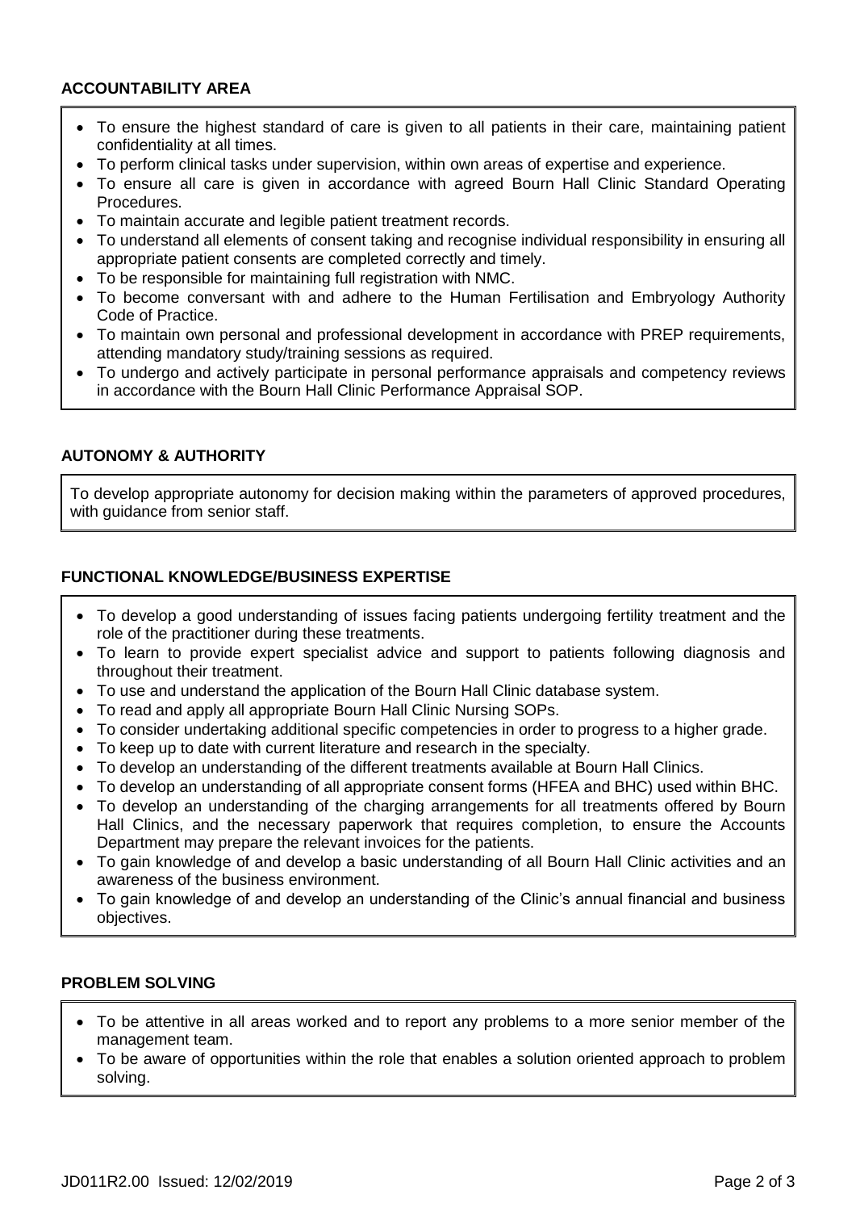**ACCOUNTABILITY AREA**

- To ensure the highest standard of care is given to all patients in their care, maintaining patient confidentiality at all times.
- To perform clinical tasks under supervision, within own areas of expertise and experience.
- To ensure all care is given in accordance with agreed Bourn Hall Clinic Standard Operating Procedures.
- To maintain accurate and legible patient treatment records.
- To understand all elements of consent taking and recognise individual responsibility in ensuring all appropriate patient consents are completed correctly and timely.
- To be responsible for maintaining full registration with NMC.
- To become conversant with and adhere to the Human Fertilisation and Embryology Authority Code of Practice.
- To maintain own personal and professional development in accordance with PREP requirements, attending mandatory study/training sessions as required.
- To undergo and actively participate in personal performance appraisals and competency reviews in accordance with the Bourn Hall Clinic Performance Appraisal SOP.

**AUTONOMY & AUTHORITY**

To develop appropriate autonomy for decision making within the parameters of approved procedures, with guidance from senior staff.

**FUNCTIONAL KNOWLEDGE/BUSINESS EXPERTISE**

- To develop a good understanding of issues facing patients undergoing fertility treatment and the role of the practitioner during these treatments.
- To learn to provide expert specialist advice and support to patients following diagnosis and throughout their treatment.
- To use and understand the application of the Bourn Hall Clinic database system.
- To read and apply all appropriate Bourn Hall Clinic Nursing SOPs.
- To consider undertaking additional specific competencies in order to progress to a higher grade.
- To keep up to date with current literature and research in the specialty.
- To develop an understanding of the different treatments available at Bourn Hall Clinics.
- To develop an understanding of all appropriate consent forms (HFEA and BHC) used within BHC.
- To develop an understanding of the charging arrangements for all treatments offered by Bourn Hall Clinics, and the necessary paperwork that requires completion, to ensure the Accounts Department may prepare the relevant invoices for the patients.
- To gain knowledge of and develop a basic understanding of all Bourn Hall Clinic activities and an awareness of the business environment.
- To gain knowledge of and develop an understanding of the Clinic's annual financial and business objectives.

**PROBLEM SOLVING**

- To be attentive in all areas worked and to report any problems to a more senior member of the management team.
- To be aware of opportunities within the role that enables a solution oriented approach to problem solving.

JD011R2.00 Issued: 12/02/2019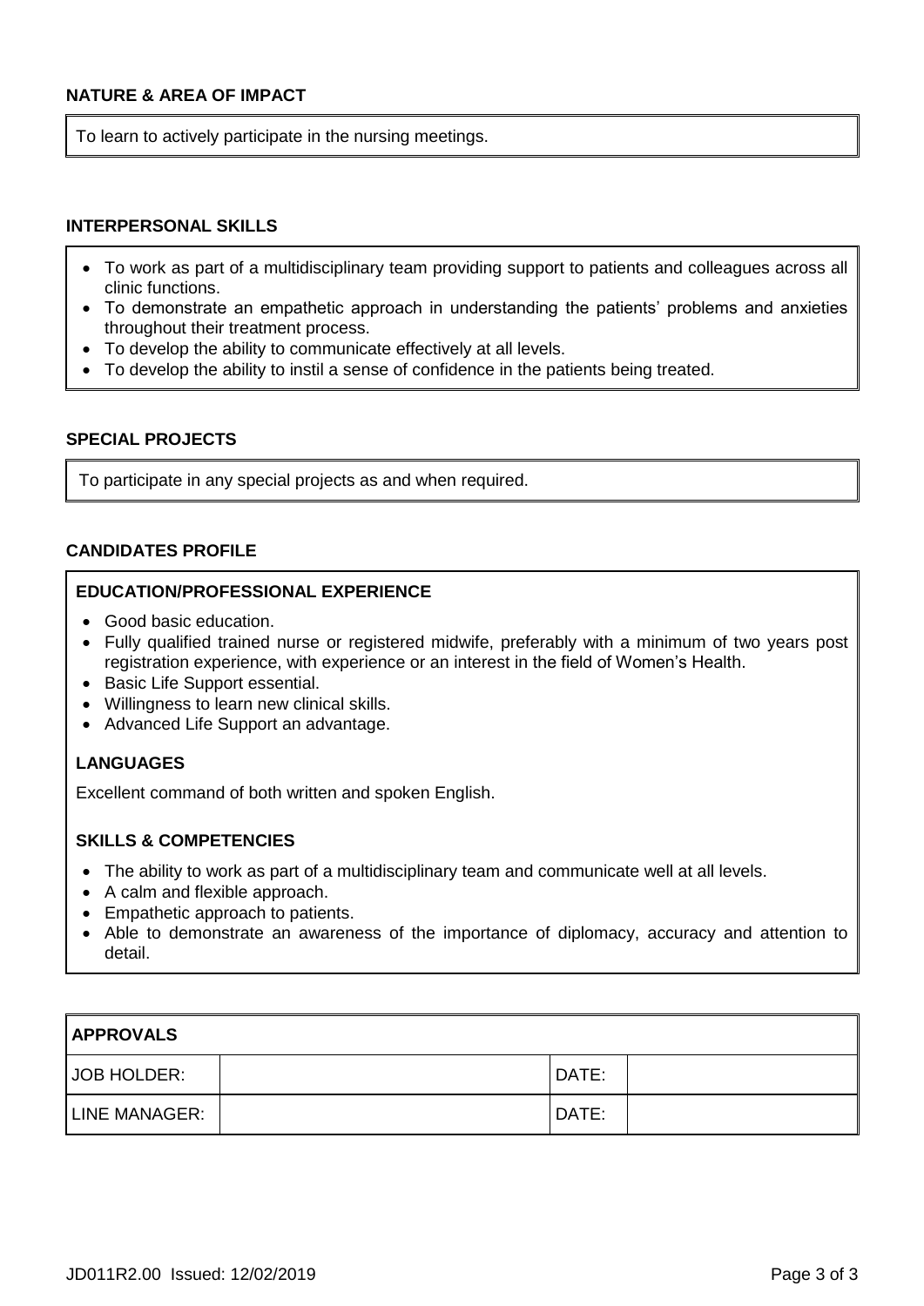## NATURE & AREA OF IMPACT

To learn to actively participate in the nursing meetings.

## INTERPERSONAL SKILLS

- To work as part of a multidisciplinary team providing support to patients and colleagues across all clinic functions.
- To demonstrate an empathetic approach in understanding the patients' problems and anxieties throughout their treatment process.
- To develop the ability to communicate effectively at all levels.
- To develop the ability to instil a sense of confidence in the patients being treated.

## SPECIAL PROJECTS

To participate in any special projects as and when required.

## CANDIDATES PROFILE

### EDUCATION/PROFESSIONAL EXPERIENCE

- Good basic education.
- Fully qualified trained nurse or registered midwife, preferably with a minimum of two years post registration experience, with experience or an interest in the field of Women's Health.
- Basic Life Support essential.
- Willingness to learn new clinical skills.
- Advanced Life Support an advantage.

### LANGUAGES

Excellent command of both written and spoken English.

### SKILLS & COMPETENCIES

- The ability to work as part of a multidisciplinary team and communicate well at all levels.
- A calm and flexible approach.
- Empathetic approach to patients.
- Able to demonstrate an awareness of the importance of diplomacy, accuracy and attention to detail.

| APPROVALS | | | |
|---|---|---|---|
| JOB HOLDER: | | DATE: | |
| LINE MANAGER: | | DATE: | |

JD011R2.00 Issued: 12/02/2019